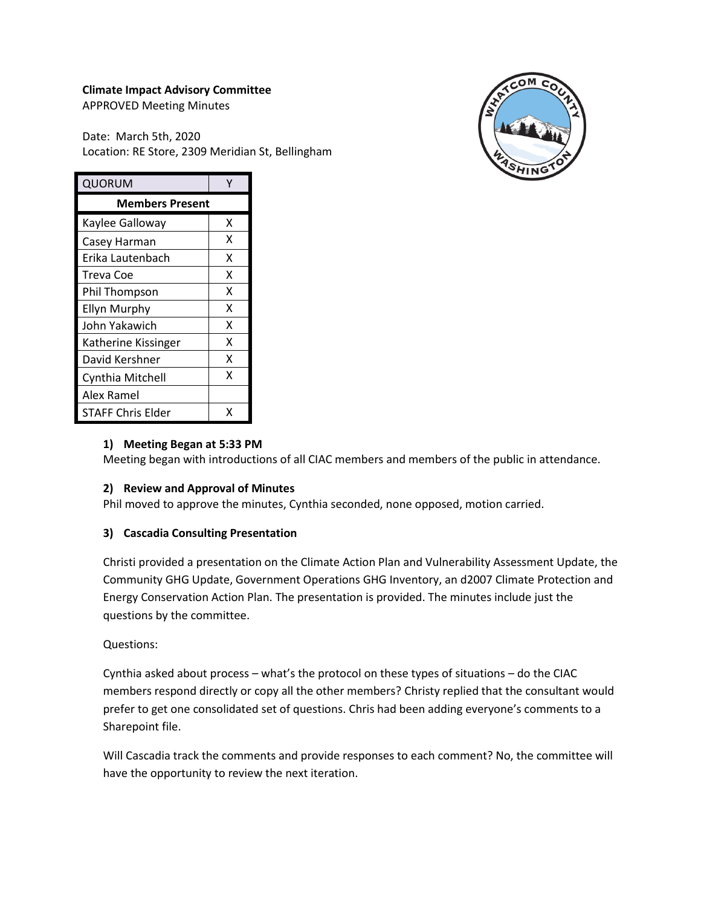**Climate Impact Advisory Committee**
APPROVED Meeting Minutes

Date: March 5th, 2020
Location: RE Store, 2309 Meridian St, Bellingham

| QUORUM | Y |
|---|---|
| **Members Present** | |
| Kaylee Galloway | X |
| Casey Harman | X |
| Erika Lautenbach | X |
| Treva Coe | X |
| Phil Thompson | X |
| Ellyn Murphy | X |
| John Yakawich | X |
| Katherine Kissinger | X |
| David Kershner | X |
| Cynthia Mitchell | X |
| Alex Ramel | |
| STAFF Chris Elder | X |

### 1) Meeting Began at 5:33 PM

Meeting began with introductions of all CIAC members and members of the public in attendance.

### 2) Review and Approval of Minutes

Phil moved to approve the minutes, Cynthia seconded, none opposed, motion carried.

### 3) Cascadia Consulting Presentation

Christi provided a presentation on the Climate Action Plan and Vulnerability Assessment Update, the Community GHG Update, Government Operations GHG Inventory, an d2007 Climate Protection and Energy Conservation Action Plan. The presentation is provided. The minutes include just the questions by the committee.

Questions:

Cynthia asked about process – what's the protocol on these types of situations – do the CIAC members respond directly or copy all the other members? Christy replied that the consultant would prefer to get one consolidated set of questions. Chris had been adding everyone's comments to a Sharepoint file.

Will Cascadia track the comments and provide responses to each comment? No, the committee will have the opportunity to review the next iteration.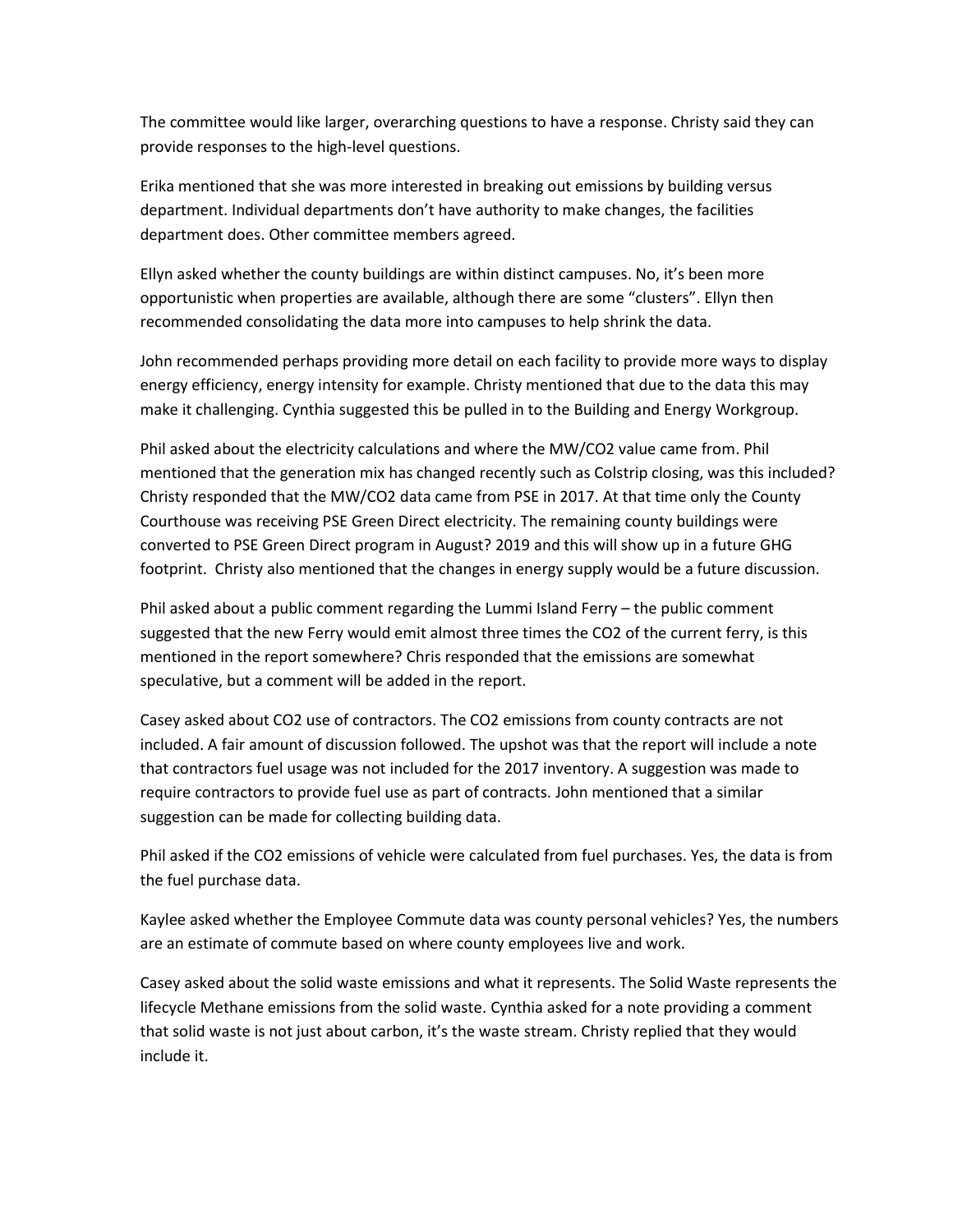The committee would like larger, overarching questions to have a response. Christy said they can provide responses to the high-level questions.

Erika mentioned that she was more interested in breaking out emissions by building versus department. Individual departments don't have authority to make changes, the facilities department does. Other committee members agreed.

Ellyn asked whether the county buildings are within distinct campuses. No, it's been more opportunistic when properties are available, although there are some "clusters". Ellyn then recommended consolidating the data more into campuses to help shrink the data.

John recommended perhaps providing more detail on each facility to provide more ways to display energy efficiency, energy intensity for example. Christy mentioned that due to the data this may make it challenging. Cynthia suggested this be pulled in to the Building and Energy Workgroup.

Phil asked about the electricity calculations and where the MW/CO2 value came from. Phil mentioned that the generation mix has changed recently such as Colstrip closing, was this included? Christy responded that the MW/CO2 data came from PSE in 2017. At that time only the County Courthouse was receiving PSE Green Direct electricity. The remaining county buildings were converted to PSE Green Direct program in August? 2019 and this will show up in a future GHG footprint. Christy also mentioned that the changes in energy supply would be a future discussion.

Phil asked about a public comment regarding the Lummi Island Ferry – the public comment suggested that the new Ferry would emit almost three times the CO2 of the current ferry, is this mentioned in the report somewhere? Chris responded that the emissions are somewhat speculative, but a comment will be added in the report.

Casey asked about CO2 use of contractors. The CO2 emissions from county contracts are not included. A fair amount of discussion followed. The upshot was that the report will include a note that contractors fuel usage was not included for the 2017 inventory. A suggestion was made to require contractors to provide fuel use as part of contracts. John mentioned that a similar suggestion can be made for collecting building data.

Phil asked if the CO2 emissions of vehicle were calculated from fuel purchases. Yes, the data is from the fuel purchase data.

Kaylee asked whether the Employee Commute data was county personal vehicles? Yes, the numbers are an estimate of commute based on where county employees live and work.

Casey asked about the solid waste emissions and what it represents. The Solid Waste represents the lifecycle Methane emissions from the solid waste. Cynthia asked for a note providing a comment that solid waste is not just about carbon, it's the waste stream. Christy replied that they would include it.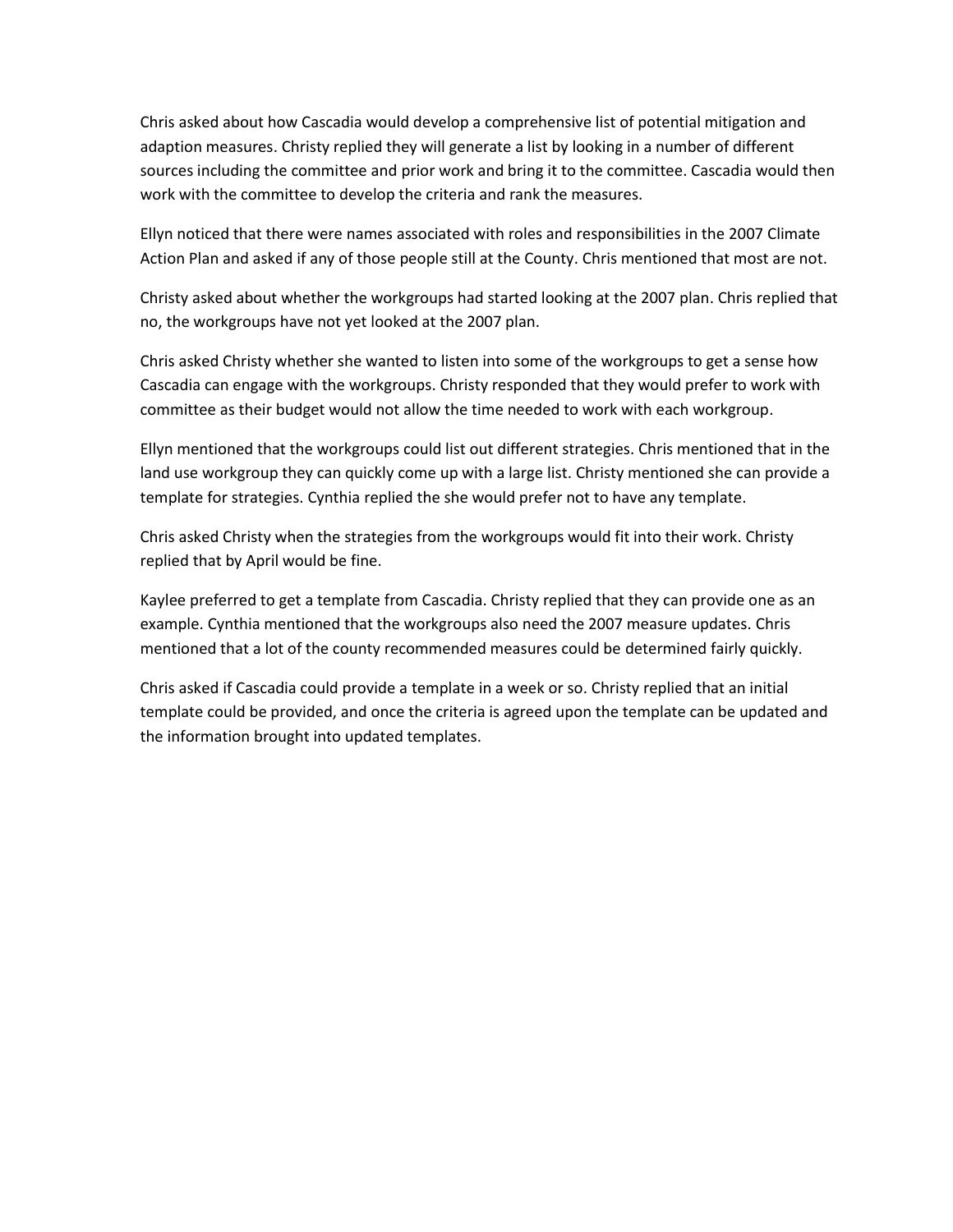Chris asked about how Cascadia would develop a comprehensive list of potential mitigation and adaption measures. Christy replied they will generate a list by looking in a number of different sources including the committee and prior work and bring it to the committee. Cascadia would then work with the committee to develop the criteria and rank the measures.

Ellyn noticed that there were names associated with roles and responsibilities in the 2007 Climate Action Plan and asked if any of those people still at the County. Chris mentioned that most are not.

Christy asked about whether the workgroups had started looking at the 2007 plan. Chris replied that no, the workgroups have not yet looked at the 2007 plan.

Chris asked Christy whether she wanted to listen into some of the workgroups to get a sense how Cascadia can engage with the workgroups. Christy responded that they would prefer to work with committee as their budget would not allow the time needed to work with each workgroup.

Ellyn mentioned that the workgroups could list out different strategies. Chris mentioned that in the land use workgroup they can quickly come up with a large list. Christy mentioned she can provide a template for strategies. Cynthia replied the she would prefer not to have any template.

Chris asked Christy when the strategies from the workgroups would fit into their work. Christy replied that by April would be fine.

Kaylee preferred to get a template from Cascadia. Christy replied that they can provide one as an example. Cynthia mentioned that the workgroups also need the 2007 measure updates. Chris mentioned that a lot of the county recommended measures could be determined fairly quickly.

Chris asked if Cascadia could provide a template in a week or so. Christy replied that an initial template could be provided, and once the criteria is agreed upon the template can be updated and the information brought into updated templates.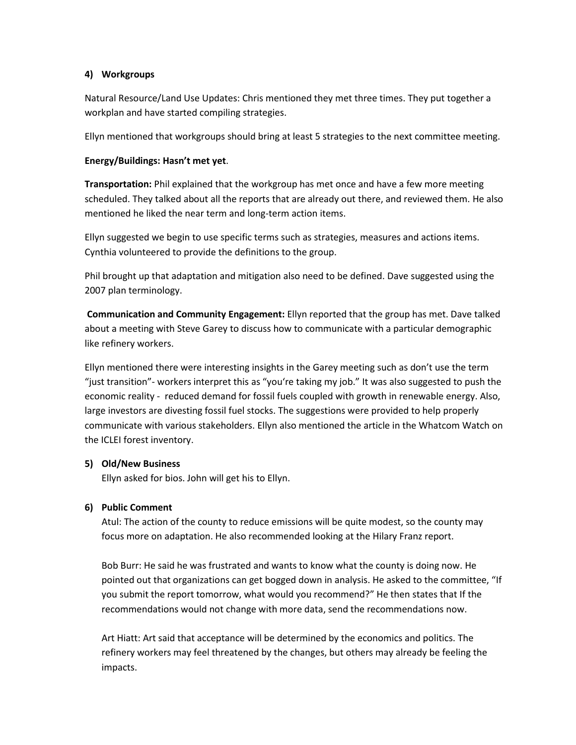#### 4) Workgroups

Natural Resource/Land Use Updates: Chris mentioned they met three times. They put together a workplan and have started compiling strategies.

Ellyn mentioned that workgroups should bring at least 5 strategies to the next committee meeting.

**Energy/Buildings: Hasn't met yet**.

**Transportation:** Phil explained that the workgroup has met once and have a few more meeting scheduled. They talked about all the reports that are already out there, and reviewed them. He also mentioned he liked the near term and long-term action items.

Ellyn suggested we begin to use specific terms such as strategies, measures and actions items. Cynthia volunteered to provide the definitions to the group.

Phil brought up that adaptation and mitigation also need to be defined. Dave suggested using the 2007 plan terminology.

**Communication and Community Engagement:** Ellyn reported that the group has met. Dave talked about a meeting with Steve Garey to discuss how to communicate with a particular demographic like refinery workers.

Ellyn mentioned there were interesting insights in the Garey meeting such as don't use the term "just transition"- workers interpret this as "you're taking my job." It was also suggested to push the economic reality - reduced demand for fossil fuels coupled with growth in renewable energy. Also, large investors are divesting fossil fuel stocks. The suggestions were provided to help properly communicate with various stakeholders. Ellyn also mentioned the article in the Whatcom Watch on the ICLEI forest inventory.

#### 5) Old/New Business

Ellyn asked for bios. John will get his to Ellyn.

#### 6) Public Comment

Atul: The action of the county to reduce emissions will be quite modest, so the county may focus more on adaptation. He also recommended looking at the Hilary Franz report.

Bob Burr: He said he was frustrated and wants to know what the county is doing now. He pointed out that organizations can get bogged down in analysis. He asked to the committee, "If you submit the report tomorrow, what would you recommend?" He then states that If the recommendations would not change with more data, send the recommendations now.

Art Hiatt: Art said that acceptance will be determined by the economics and politics. The refinery workers may feel threatened by the changes, but others may already be feeling the impacts.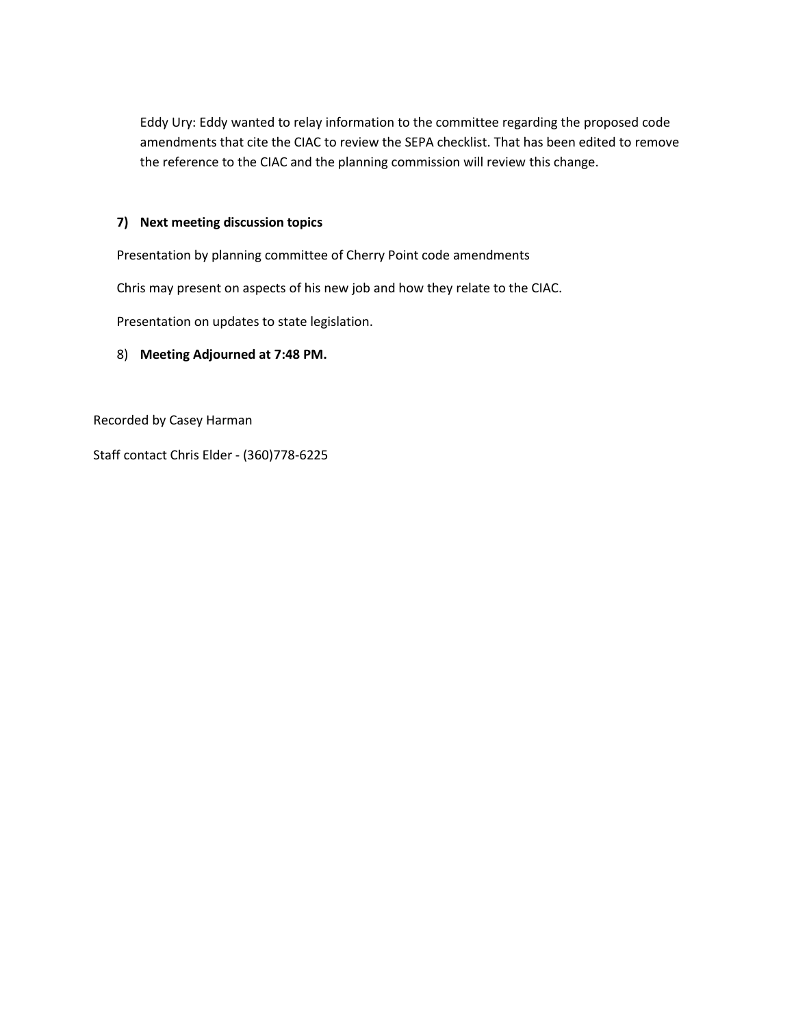Eddy Ury: Eddy wanted to relay information to the committee regarding the proposed code amendments that cite the CIAC to review the SEPA checklist. That has been edited to remove the reference to the CIAC and the planning commission will review this change.

**7) Next meeting discussion topics**

Presentation by planning committee of Cherry Point code amendments

Chris may present on aspects of his new job and how they relate to the CIAC.

Presentation on updates to state legislation.

8) **Meeting Adjourned at 7:48 PM.**

Recorded by Casey Harman

Staff contact Chris Elder - (360)778-6225